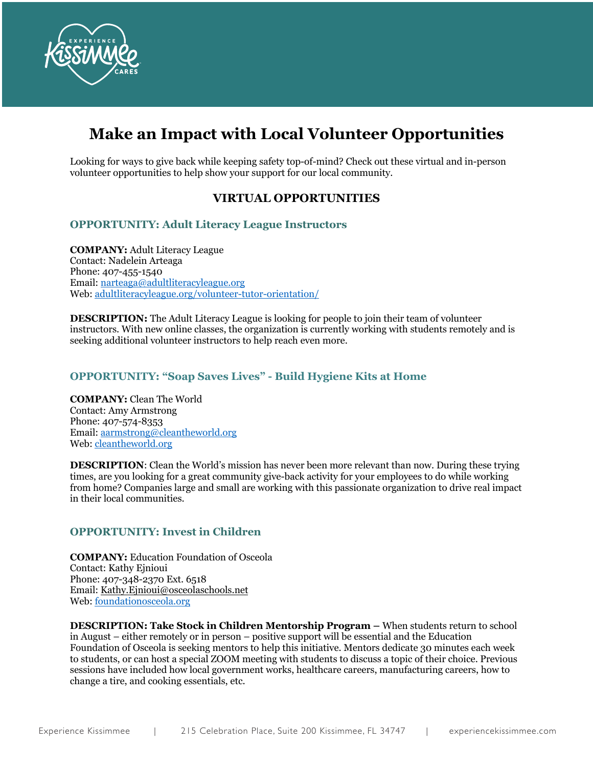# Make an Impact with Local Volunteer Opportunities

Looking for ways to give back while keeping safety top-of-mind? Check out these virtual and in-person volunteer opportunities to help show your support for our local community.

## VIRTUAL OPPORTUNITIES

### OPPORTUNITY: Adult Literacy League Instructors

**COMPANY:** Adult Literacy League
Contact: Nadelein Arteaga
Phone: 407-455-1540
Email: narteaga@adultliteracyleague.org
Web: adultliteracyleague.org/volunteer-tutor-orientation/

**DESCRIPTION:** The Adult Literacy League is looking for people to join their team of volunteer instructors. With new online classes, the organization is currently working with students remotely and is seeking additional volunteer instructors to help reach even more.

### OPPORTUNITY: "Soap Saves Lives" - Build Hygiene Kits at Home

**COMPANY:** Clean The World
Contact: Amy Armstrong
Phone: 407-574-8353
Email: aarmstrong@cleantheworld.org
Web: cleantheworld.org

**DESCRIPTION**: Clean the World's mission has never been more relevant than now. During these trying times, are you looking for a great community give-back activity for your employees to do while working from home? Companies large and small are working with this passionate organization to drive real impact in their local communities.

### OPPORTUNITY: Invest in Children

**COMPANY:** Education Foundation of Osceola
Contact: Kathy Ejnioui
Phone: 407-348-2370 Ext. 6518
Email: Kathy.Ejnioui@osceolaschools.net
Web: foundationosceola.org

**DESCRIPTION: Take Stock in Children Mentorship Program –** When students return to school in August – either remotely or in person – positive support will be essential and the Education Foundation of Osceola is seeking mentors to help this initiative. Mentors dedicate 30 minutes each week to students, or can host a special ZOOM meeting with students to discuss a topic of their choice. Previous sessions have included how local government works, healthcare careers, manufacturing careers, how to change a tire, and cooking essentials, etc.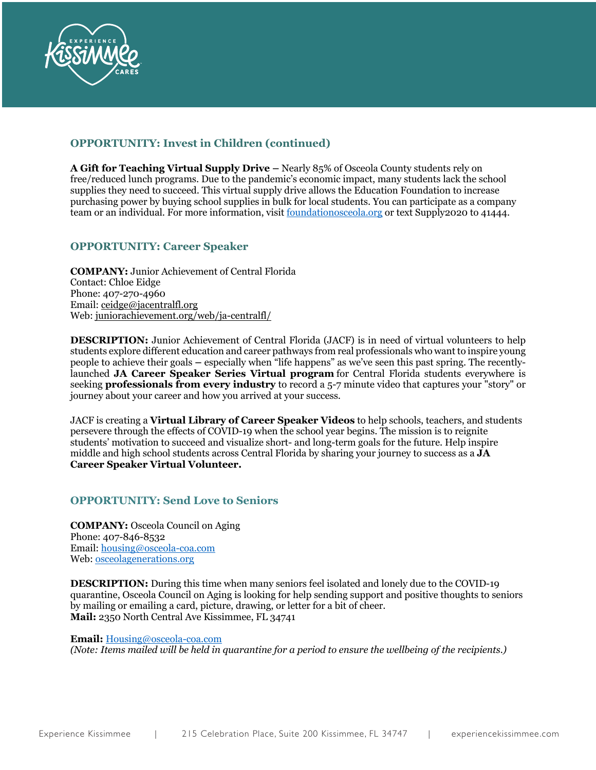## OPPORTUNITY: Invest in Children (continued)

**A Gift for Teaching Virtual Supply Drive –** Nearly 85% of Osceola County students rely on free/reduced lunch programs. Due to the pandemic's economic impact, many students lack the school supplies they need to succeed. This virtual supply drive allows the Education Foundation to increase purchasing power by buying school supplies in bulk for local students. You can participate as a company team or an individual. For more information, visit foundationosceola.org or text Supply2020 to 41444.

## OPPORTUNITY: Career Speaker

**COMPANY:** Junior Achievement of Central Florida
Contact: Chloe Eidge
Phone: 407-270-4960
Email: ceidge@jacentralfl.org
Web: juniorachievement.org/web/ja-centralfl/

**DESCRIPTION:** Junior Achievement of Central Florida (JACF) is in need of virtual volunteers to help students explore different education and career pathways from real professionals who want to inspire young people to achieve their goals – especially when "life happens" as we've seen this past spring. The recently-launched **JA Career Speaker Series Virtual program** for Central Florida students everywhere is seeking **professionals from every industry** to record a 5-7 minute video that captures your "story" or journey about your career and how you arrived at your success.

JACF is creating a **Virtual Library of Career Speaker Videos** to help schools, teachers, and students persevere through the effects of COVID-19 when the school year begins. The mission is to reignite students' motivation to succeed and visualize short- and long-term goals for the future. Help inspire middle and high school students across Central Florida by sharing your journey to success as a **JA Career Speaker Virtual Volunteer.**

## OPPORTUNITY: Send Love to Seniors

**COMPANY:** Osceola Council on Aging
Phone: 407-846-8532
Email: housing@osceola-coa.com
Web: osceolagenerations.org

**DESCRIPTION:** During this time when many seniors feel isolated and lonely due to the COVID-19 quarantine, Osceola Council on Aging is looking for help sending support and positive thoughts to seniors by mailing or emailing a card, picture, drawing, or letter for a bit of cheer.
**Mail:** 2350 North Central Ave Kissimmee, FL 34741

**Email:** Housing@osceola-coa.com
*(Note: Items mailed will be held in quarantine for a period to ensure the wellbeing of the recipients.)*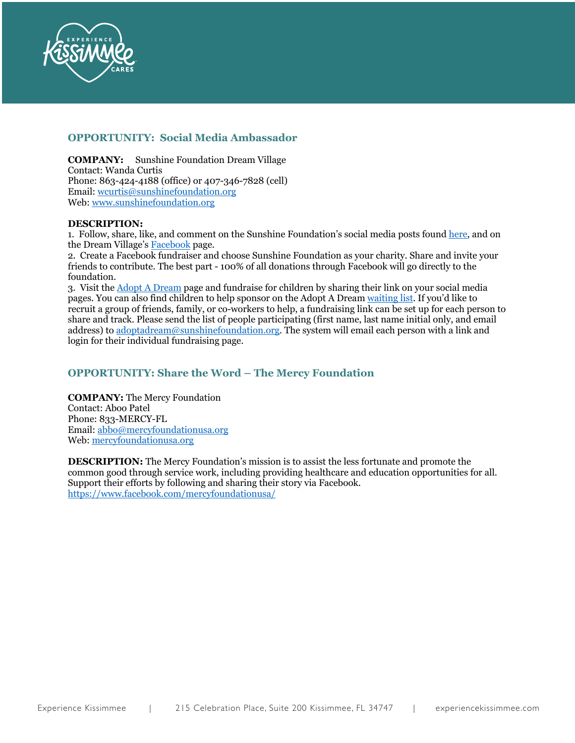## OPPORTUNITY: Social Media Ambassador

**COMPANY:** Sunshine Foundation Dream Village
Contact: Wanda Curtis
Phone: 863-424-4188 (office) or 407-346-7828 (cell)
Email: wcurtis@sunshinefoundation.org
Web: www.sunshinefoundation.org

**DESCRIPTION:**

1. Follow, share, like, and comment on the Sunshine Foundation's social media posts found here, and on the Dream Village's Facebook page.
2. Create a Facebook fundraiser and choose Sunshine Foundation as your charity. Share and invite your friends to contribute. The best part - 100% of all donations through Facebook will go directly to the foundation.
3. Visit the Adopt A Dream page and fundraise for children by sharing their link on your social media pages. You can also find children to help sponsor on the Adopt A Dream waiting list. If you'd like to recruit a group of friends, family, or co-workers to help, a fundraising link can be set up for each person to share and track. Please send the list of people participating (first name, last name initial only, and email address) to adoptadream@sunshinefoundation.org. The system will email each person with a link and login for their individual fundraising page.

## OPPORTUNITY: Share the Word – The Mercy Foundation

**COMPANY:** The Mercy Foundation
Contact: Aboo Patel
Phone: 833-MERCY-FL
Email: abbo@mercyfoundationusa.org
Web: mercyfoundationusa.org

**DESCRIPTION:** The Mercy Foundation's mission is to assist the less fortunate and promote the common good through service work, including providing healthcare and education opportunities for all. Support their efforts by following and sharing their story via Facebook.
https://www.facebook.com/mercyfoundationusa/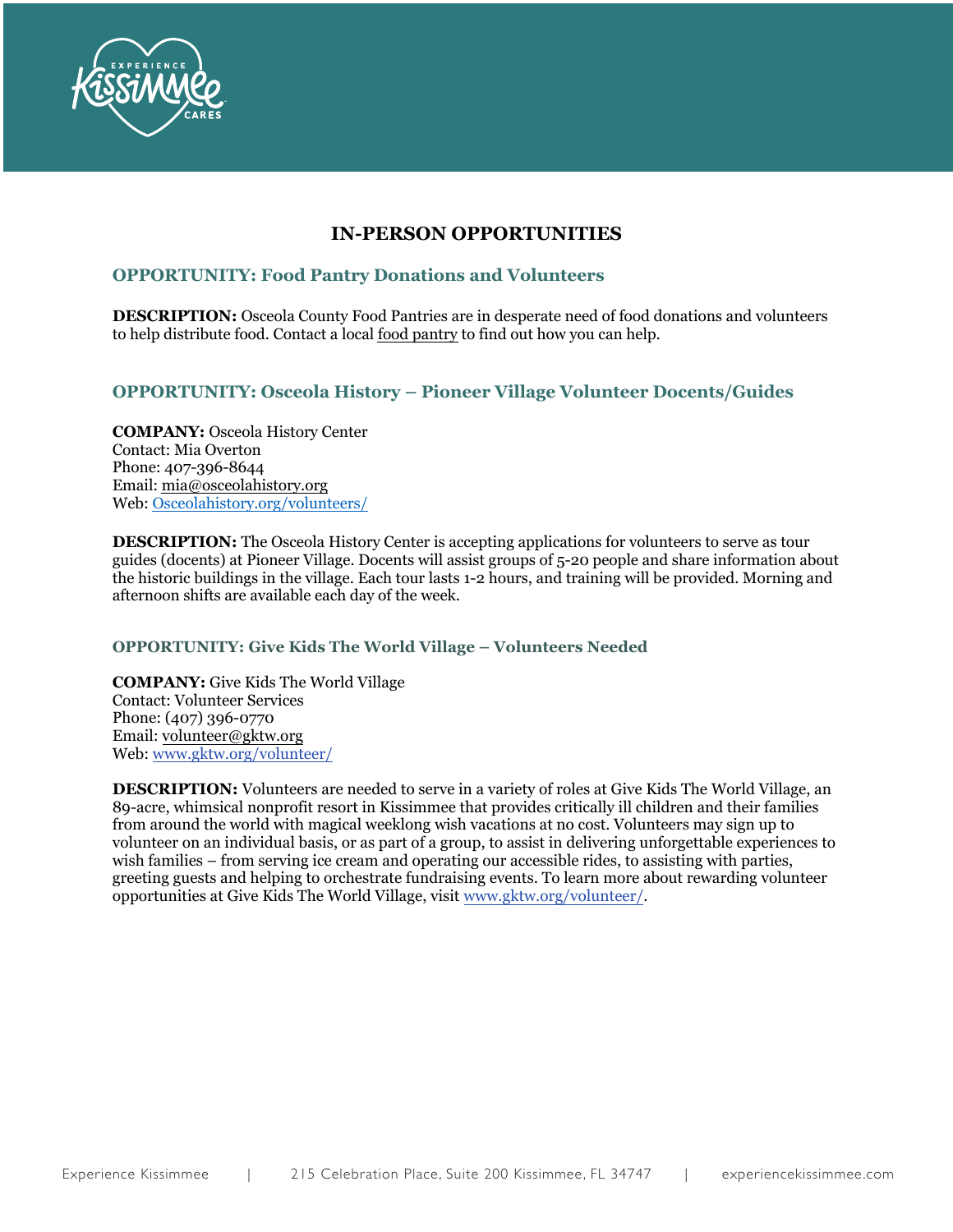## IN-PERSON OPPORTUNITIES

### OPPORTUNITY: Food Pantry Donations and Volunteers

**DESCRIPTION:** Osceola County Food Pantries are in desperate need of food donations and volunteers to help distribute food. Contact a local food pantry to find out how you can help.

### OPPORTUNITY: Osceola History – Pioneer Village Volunteer Docents/Guides

**COMPANY:** Osceola History Center
Contact: Mia Overton
Phone: 407-396-8644
Email: mia@osceolahistory.org
Web: Osceolahistory.org/volunteers/

**DESCRIPTION:** The Osceola History Center is accepting applications for volunteers to serve as tour guides (docents) at Pioneer Village. Docents will assist groups of 5-20 people and share information about the historic buildings in the village. Each tour lasts 1-2 hours, and training will be provided. Morning and afternoon shifts are available each day of the week.

### OPPORTUNITY: Give Kids The World Village – Volunteers Needed

**COMPANY:** Give Kids The World Village
Contact: Volunteer Services
Phone: (407) 396-0770
Email: volunteer@gktw.org
Web: www.gktw.org/volunteer/

**DESCRIPTION:** Volunteers are needed to serve in a variety of roles at Give Kids The World Village, an 89-acre, whimsical nonprofit resort in Kissimmee that provides critically ill children and their families from around the world with magical weeklong wish vacations at no cost. Volunteers may sign up to volunteer on an individual basis, or as part of a group, to assist in delivering unforgettable experiences to wish families – from serving ice cream and operating our accessible rides, to assisting with parties, greeting guests and helping to orchestrate fundraising events. To learn more about rewarding volunteer opportunities at Give Kids The World Village, visit www.gktw.org/volunteer/.